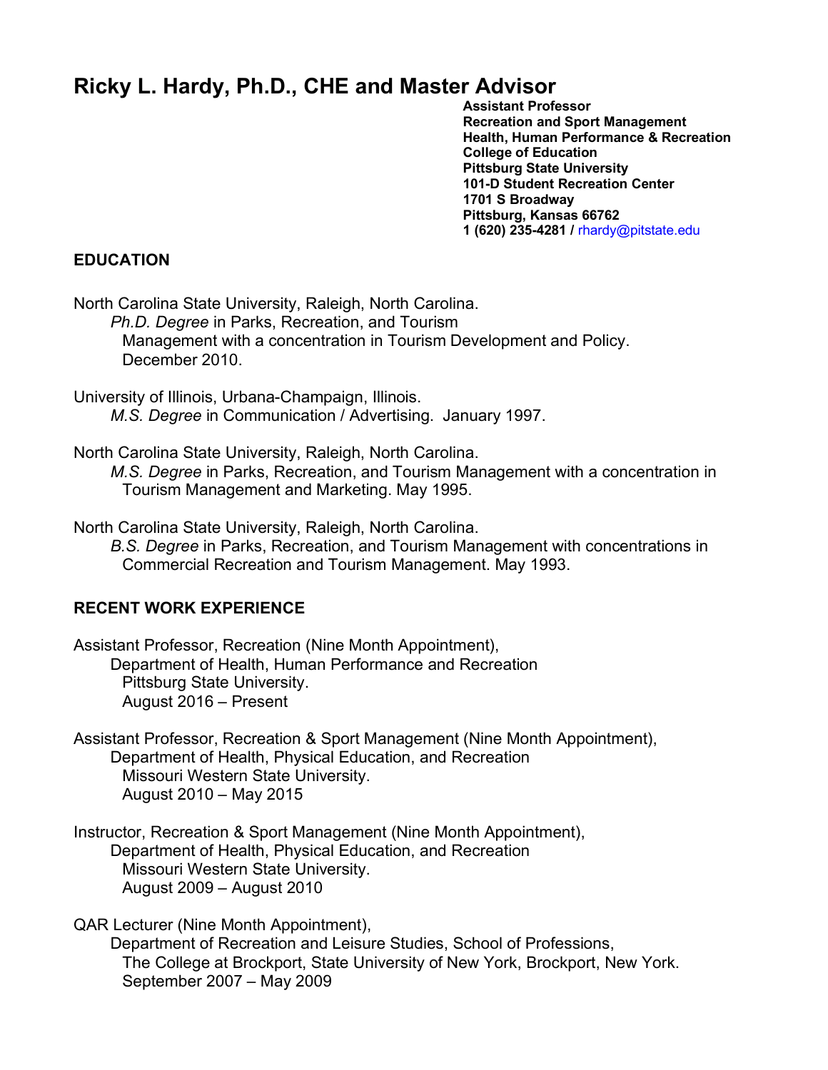# Ricky L. Hardy, Ph.D., CHE and Master Advisor

**Assistant Professor**
**Recreation and Sport Management**
**Health, Human Performance & Recreation**
**College of Education**
**Pittsburg State University**
**101-D Student Recreation Center**
**1701 S Broadway**
**Pittsburg, Kansas 66762**
**1 (620) 235-4281 /** rhardy@pitstate.edu

## EDUCATION

North Carolina State University, Raleigh, North Carolina.
*Ph.D. Degree* in Parks, Recreation, and Tourism Management with a concentration in Tourism Development and Policy. December 2010.

University of Illinois, Urbana-Champaign, Illinois.
*M.S. Degree* in Communication / Advertising. January 1997.

North Carolina State University, Raleigh, North Carolina.
*M.S. Degree* in Parks, Recreation, and Tourism Management with a concentration in Tourism Management and Marketing. May 1995.

North Carolina State University, Raleigh, North Carolina.
*B.S. Degree* in Parks, Recreation, and Tourism Management with concentrations in Commercial Recreation and Tourism Management. May 1993.

## RECENT WORK EXPERIENCE

Assistant Professor, Recreation (Nine Month Appointment),
Department of Health, Human Performance and Recreation
Pittsburg State University.
August 2016 – Present

Assistant Professor, Recreation & Sport Management (Nine Month Appointment),
Department of Health, Physical Education, and Recreation
Missouri Western State University.
August 2010 – May 2015

Instructor, Recreation & Sport Management (Nine Month Appointment),
Department of Health, Physical Education, and Recreation
Missouri Western State University.
August 2009 – August 2010

QAR Lecturer (Nine Month Appointment),
Department of Recreation and Leisure Studies, School of Professions,
The College at Brockport, State University of New York, Brockport, New York.
September 2007 – May 2009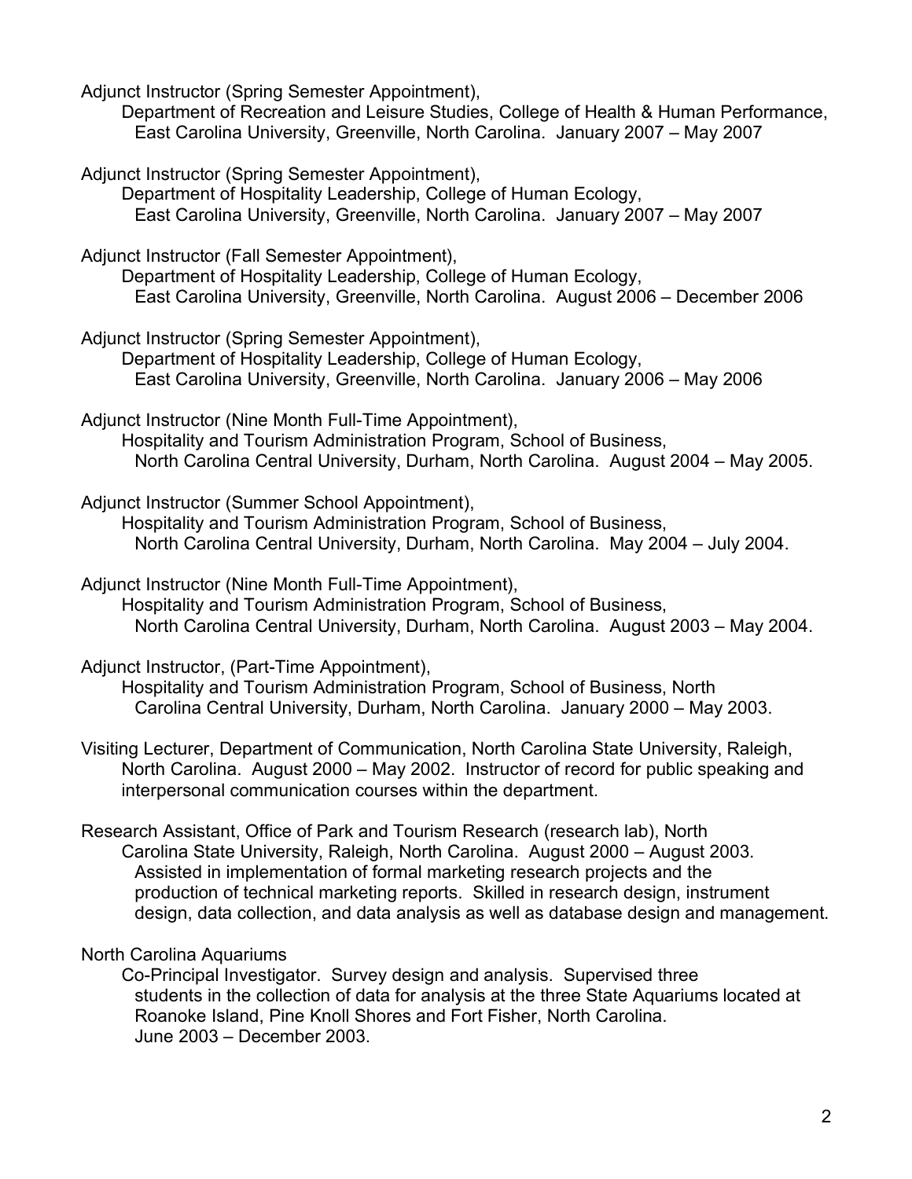Adjunct Instructor (Spring Semester Appointment),
Department of Recreation and Leisure Studies, College of Health & Human Performance, East Carolina University, Greenville, North Carolina. January 2007 – May 2007

Adjunct Instructor (Spring Semester Appointment),
Department of Hospitality Leadership, College of Human Ecology, East Carolina University, Greenville, North Carolina. January 2007 – May 2007

Adjunct Instructor (Fall Semester Appointment),
Department of Hospitality Leadership, College of Human Ecology, East Carolina University, Greenville, North Carolina. August 2006 – December 2006

Adjunct Instructor (Spring Semester Appointment),
Department of Hospitality Leadership, College of Human Ecology, East Carolina University, Greenville, North Carolina. January 2006 – May 2006

Adjunct Instructor (Nine Month Full-Time Appointment),
Hospitality and Tourism Administration Program, School of Business, North Carolina Central University, Durham, North Carolina. August 2004 – May 2005.

Adjunct Instructor (Summer School Appointment),
Hospitality and Tourism Administration Program, School of Business, North Carolina Central University, Durham, North Carolina. May 2004 – July 2004.

Adjunct Instructor (Nine Month Full-Time Appointment),
Hospitality and Tourism Administration Program, School of Business, North Carolina Central University, Durham, North Carolina. August 2003 – May 2004.

Adjunct Instructor, (Part-Time Appointment),
Hospitality and Tourism Administration Program, School of Business, North Carolina Central University, Durham, North Carolina. January 2000 – May 2003.

Visiting Lecturer, Department of Communication, North Carolina State University, Raleigh, North Carolina. August 2000 – May 2002. Instructor of record for public speaking and interpersonal communication courses within the department.

Research Assistant, Office of Park and Tourism Research (research lab), North Carolina State University, Raleigh, North Carolina. August 2000 – August 2003. Assisted in implementation of formal marketing research projects and the production of technical marketing reports. Skilled in research design, instrument design, data collection, and data analysis as well as database design and management.

North Carolina Aquariums
Co-Principal Investigator. Survey design and analysis. Supervised three students in the collection of data for analysis at the three State Aquariums located at Roanoke Island, Pine Knoll Shores and Fort Fisher, North Carolina. June 2003 – December 2003.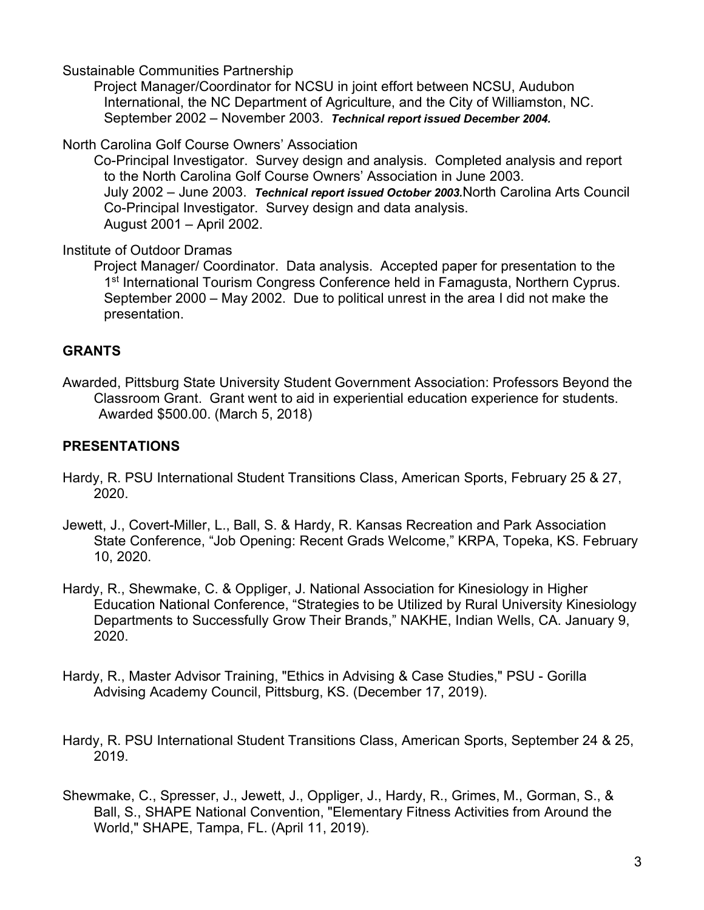Sustainable Communities Partnership

Project Manager/Coordinator for NCSU in joint effort between NCSU, Audubon International, the NC Department of Agriculture, and the City of Williamston, NC. September 2002 – November 2003. ***Technical report issued December 2004.***

North Carolina Golf Course Owners' Association

Co-Principal Investigator. Survey design and analysis. Completed analysis and report to the North Carolina Golf Course Owners' Association in June 2003. July 2002 – June 2003. ***Technical report issued October 2003.*** North Carolina Arts Council Co-Principal Investigator. Survey design and data analysis. August 2001 – April 2002.

Institute of Outdoor Dramas

Project Manager/ Coordinator. Data analysis. Accepted paper for presentation to the 1st International Tourism Congress Conference held in Famagusta, Northern Cyprus. September 2000 – May 2002. Due to political unrest in the area I did not make the presentation.

## GRANTS

Awarded, Pittsburg State University Student Government Association: Professors Beyond the Classroom Grant. Grant went to aid in experiential education experience for students. Awarded $500.00. (March 5, 2018)

## PRESENTATIONS

Hardy, R. PSU International Student Transitions Class, American Sports, February 25 & 27, 2020.

Jewett, J., Covert-Miller, L., Ball, S. & Hardy, R. Kansas Recreation and Park Association State Conference, "Job Opening: Recent Grads Welcome," KRPA, Topeka, KS. February 10, 2020.

Hardy, R., Shewmake, C. & Oppliger, J. National Association for Kinesiology in Higher Education National Conference, "Strategies to be Utilized by Rural University Kinesiology Departments to Successfully Grow Their Brands," NAKHE, Indian Wells, CA. January 9, 2020.

Hardy, R., Master Advisor Training, "Ethics in Advising & Case Studies," PSU - Gorilla Advising Academy Council, Pittsburg, KS. (December 17, 2019).

Hardy, R. PSU International Student Transitions Class, American Sports, September 24 & 25, 2019.

Shewmake, C., Spresser, J., Jewett, J., Oppliger, J., Hardy, R., Grimes, M., Gorman, S., & Ball, S., SHAPE National Convention, "Elementary Fitness Activities from Around the World," SHAPE, Tampa, FL. (April 11, 2019).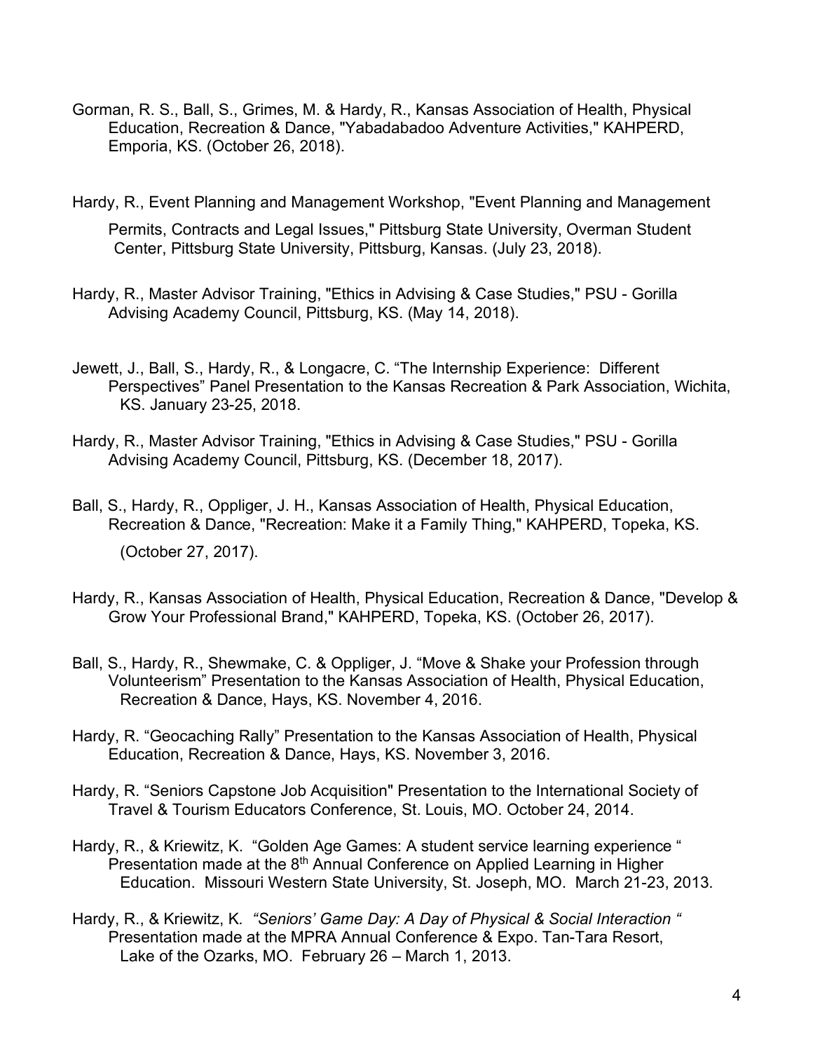Gorman, R. S., Ball, S., Grimes, M. & Hardy, R., Kansas Association of Health, Physical Education, Recreation & Dance, "Yabadabadoo Adventure Activities," KAHPERD, Emporia, KS. (October 26, 2018).

Hardy, R., Event Planning and Management Workshop, "Event Planning and Management Permits, Contracts and Legal Issues," Pittsburg State University, Overman Student Center, Pittsburg State University, Pittsburg, Kansas. (July 23, 2018).

Hardy, R., Master Advisor Training, "Ethics in Advising & Case Studies," PSU - Gorilla Advising Academy Council, Pittsburg, KS. (May 14, 2018).

Jewett, J., Ball, S., Hardy, R., & Longacre, C. "The Internship Experience: Different Perspectives" Panel Presentation to the Kansas Recreation & Park Association, Wichita, KS. January 23-25, 2018.

Hardy, R., Master Advisor Training, "Ethics in Advising & Case Studies," PSU - Gorilla Advising Academy Council, Pittsburg, KS. (December 18, 2017).

Ball, S., Hardy, R., Oppliger, J. H., Kansas Association of Health, Physical Education, Recreation & Dance, "Recreation: Make it a Family Thing," KAHPERD, Topeka, KS. (October 27, 2017).

Hardy, R., Kansas Association of Health, Physical Education, Recreation & Dance, "Develop & Grow Your Professional Brand," KAHPERD, Topeka, KS. (October 26, 2017).

Ball, S., Hardy, R., Shewmake, C. & Oppliger, J. "Move & Shake your Profession through Volunteerism" Presentation to the Kansas Association of Health, Physical Education, Recreation & Dance, Hays, KS. November 4, 2016.

Hardy, R. "Geocaching Rally" Presentation to the Kansas Association of Health, Physical Education, Recreation & Dance, Hays, KS. November 3, 2016.

Hardy, R. "Seniors Capstone Job Acquisition" Presentation to the International Society of Travel & Tourism Educators Conference, St. Louis, MO. October 24, 2014.

Hardy, R., & Kriewitz, K. "Golden Age Games: A student service learning experience " Presentation made at the 8th Annual Conference on Applied Learning in Higher Education. Missouri Western State University, St. Joseph, MO. March 21-23, 2013.

Hardy, R., & Kriewitz, K. *"Seniors' Game Day: A Day of Physical & Social Interaction "* Presentation made at the MPRA Annual Conference & Expo. Tan-Tara Resort, Lake of the Ozarks, MO. February 26 – March 1, 2013.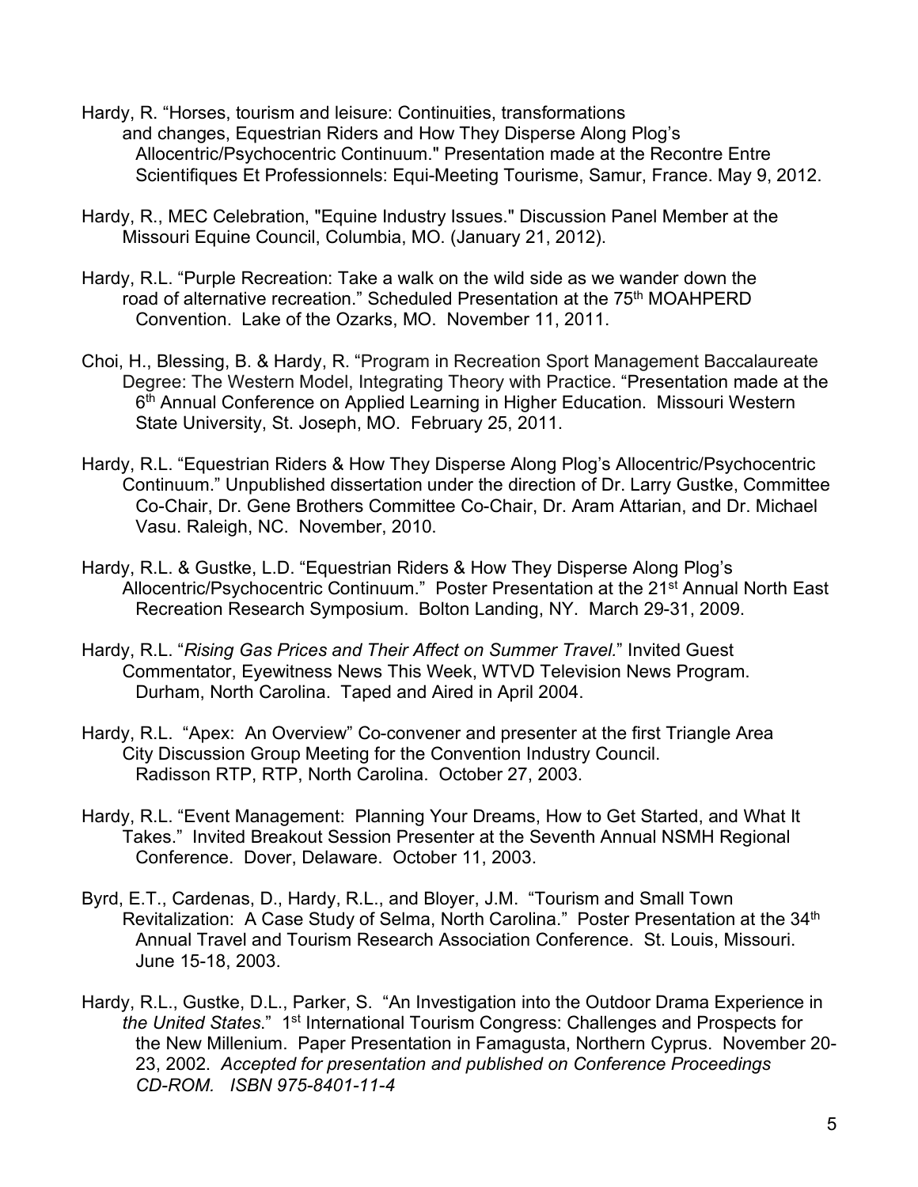Hardy, R. “Horses, tourism and leisure: Continuities, transformations and changes, Equestrian Riders and How They Disperse Along Plog’s Allocentric/Psychocentric Continuum." Presentation made at the Recontre Entre Scientifiques Et Professionnels: Equi-Meeting Tourisme, Samur, France. May 9, 2012.

Hardy, R., MEC Celebration, "Equine Industry Issues." Discussion Panel Member at the Missouri Equine Council, Columbia, MO. (January 21, 2012).

Hardy, R.L. “Purple Recreation: Take a walk on the wild side as we wander down the road of alternative recreation.” Scheduled Presentation at the 75th MOAHPERD Convention. Lake of the Ozarks, MO. November 11, 2011.

Choi, H., Blessing, B. & Hardy, R. “Program in Recreation Sport Management Baccalaureate Degree: The Western Model, Integrating Theory with Practice. “Presentation made at the 6th Annual Conference on Applied Learning in Higher Education. Missouri Western State University, St. Joseph, MO. February 25, 2011.

Hardy, R.L. “Equestrian Riders & How They Disperse Along Plog’s Allocentric/Psychocentric Continuum.” Unpublished dissertation under the direction of Dr. Larry Gustke, Committee Co-Chair, Dr. Gene Brothers Committee Co-Chair, Dr. Aram Attarian, and Dr. Michael Vasu. Raleigh, NC. November, 2010.

Hardy, R.L. & Gustke, L.D. “Equestrian Riders & How They Disperse Along Plog’s Allocentric/Psychocentric Continuum.” Poster Presentation at the 21st Annual North East Recreation Research Symposium. Bolton Landing, NY. March 29-31, 2009.

Hardy, R.L. “*Rising Gas Prices and Their Affect on Summer Travel.*” Invited Guest Commentator, Eyewitness News This Week, WTVD Television News Program. Durham, North Carolina. Taped and Aired in April 2004.

Hardy, R.L. “Apex: An Overview” Co-convener and presenter at the first Triangle Area City Discussion Group Meeting for the Convention Industry Council. Radisson RTP, RTP, North Carolina. October 27, 2003.

Hardy, R.L. “Event Management: Planning Your Dreams, How to Get Started, and What It Takes.” Invited Breakout Session Presenter at the Seventh Annual NSMH Regional Conference. Dover, Delaware. October 11, 2003.

Byrd, E.T., Cardenas, D., Hardy, R.L., and Bloyer, J.M. “Tourism and Small Town Revitalization: A Case Study of Selma, North Carolina.” Poster Presentation at the 34th Annual Travel and Tourism Research Association Conference. St. Louis, Missouri. June 15-18, 2003.

Hardy, R.L., Gustke, D.L., Parker, S. “An Investigation into the Outdoor Drama Experience in *the United States*.” 1st International Tourism Congress: Challenges and Prospects for the New Millenium. Paper Presentation in Famagusta, Northern Cyprus. November 20-23, 2002. *Accepted for presentation and published on Conference Proceedings CD-ROM. ISBN 975-8401-11-4*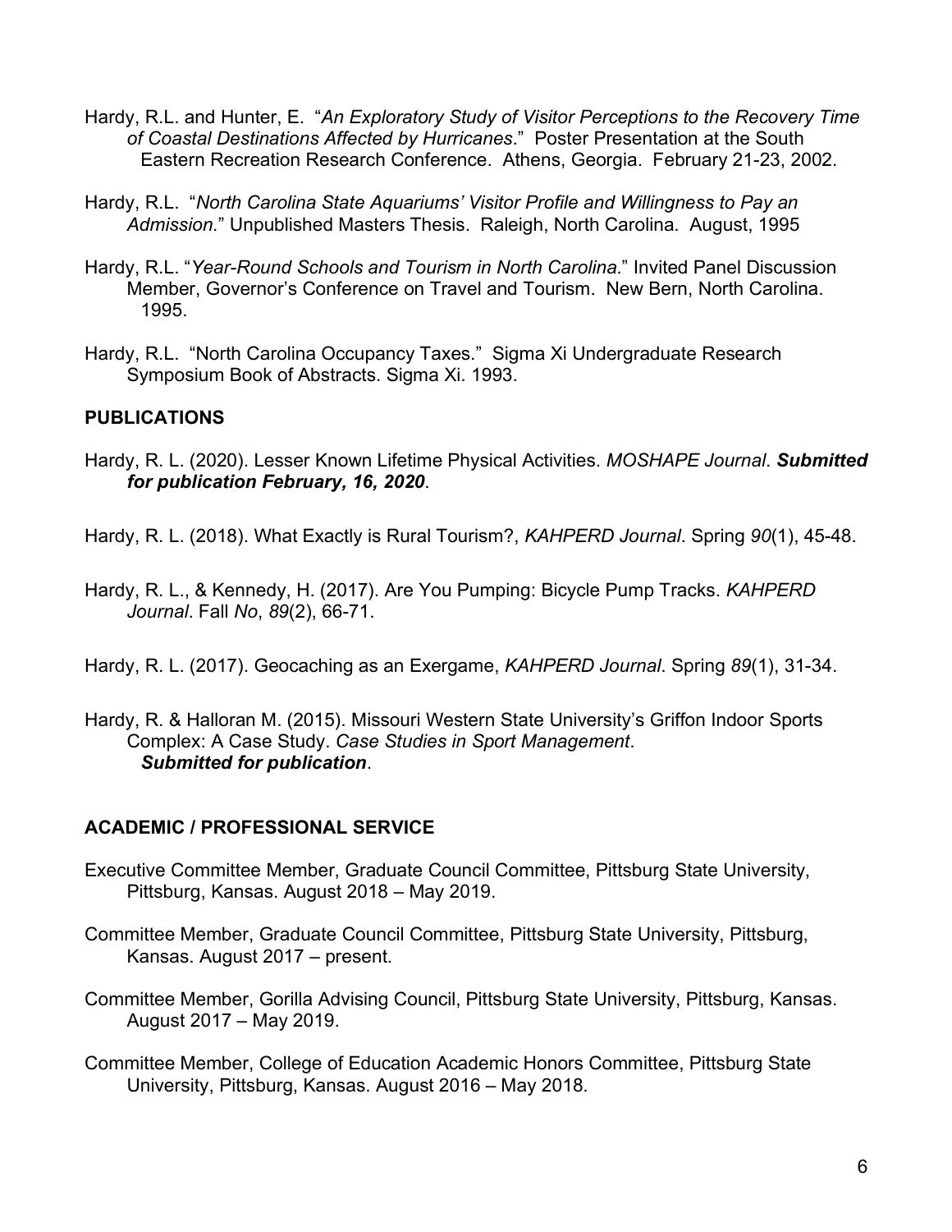Hardy, R.L. and Hunter, E. "*An Exploratory Study of Visitor Perceptions to the Recovery Time of Coastal Destinations Affected by Hurricanes*." Poster Presentation at the South Eastern Recreation Research Conference. Athens, Georgia. February 21-23, 2002.

Hardy, R.L. "*North Carolina State Aquariums' Visitor Profile and Willingness to Pay an Admission.*" Unpublished Masters Thesis. Raleigh, North Carolina. August, 1995

Hardy, R.L. "*Year-Round Schools and Tourism in North Carolina.*" Invited Panel Discussion Member, Governor's Conference on Travel and Tourism. New Bern, North Carolina. 1995.

Hardy, R.L. "North Carolina Occupancy Taxes." Sigma Xi Undergraduate Research Symposium Book of Abstracts. Sigma Xi. 1993.

## PUBLICATIONS

Hardy, R. L. (2020). Lesser Known Lifetime Physical Activities. *MOSHAPE Journal*. ***Submitted for publication February, 16, 2020***.

Hardy, R. L. (2018). What Exactly is Rural Tourism?, *KAHPERD Journal*. Spring *90*(1), 45-48.

Hardy, R. L., & Kennedy, H. (2017). Are You Pumping: Bicycle Pump Tracks. *KAHPERD Journal*. Fall *No*, *89*(2), 66-71.

Hardy, R. L. (2017). Geocaching as an Exergame, *KAHPERD Journal*. Spring *89*(1), 31-34.

Hardy, R. & Halloran M. (2015). Missouri Western State University's Griffon Indoor Sports Complex: A Case Study. *Case Studies in Sport Management*. ***Submitted for publication***.

## ACADEMIC / PROFESSIONAL SERVICE

Executive Committee Member, Graduate Council Committee, Pittsburg State University, Pittsburg, Kansas. August 2018 – May 2019.

Committee Member, Graduate Council Committee, Pittsburg State University, Pittsburg, Kansas. August 2017 – present.

Committee Member, Gorilla Advising Council, Pittsburg State University, Pittsburg, Kansas. August 2017 – May 2019.

Committee Member, College of Education Academic Honors Committee, Pittsburg State University, Pittsburg, Kansas. August 2016 – May 2018.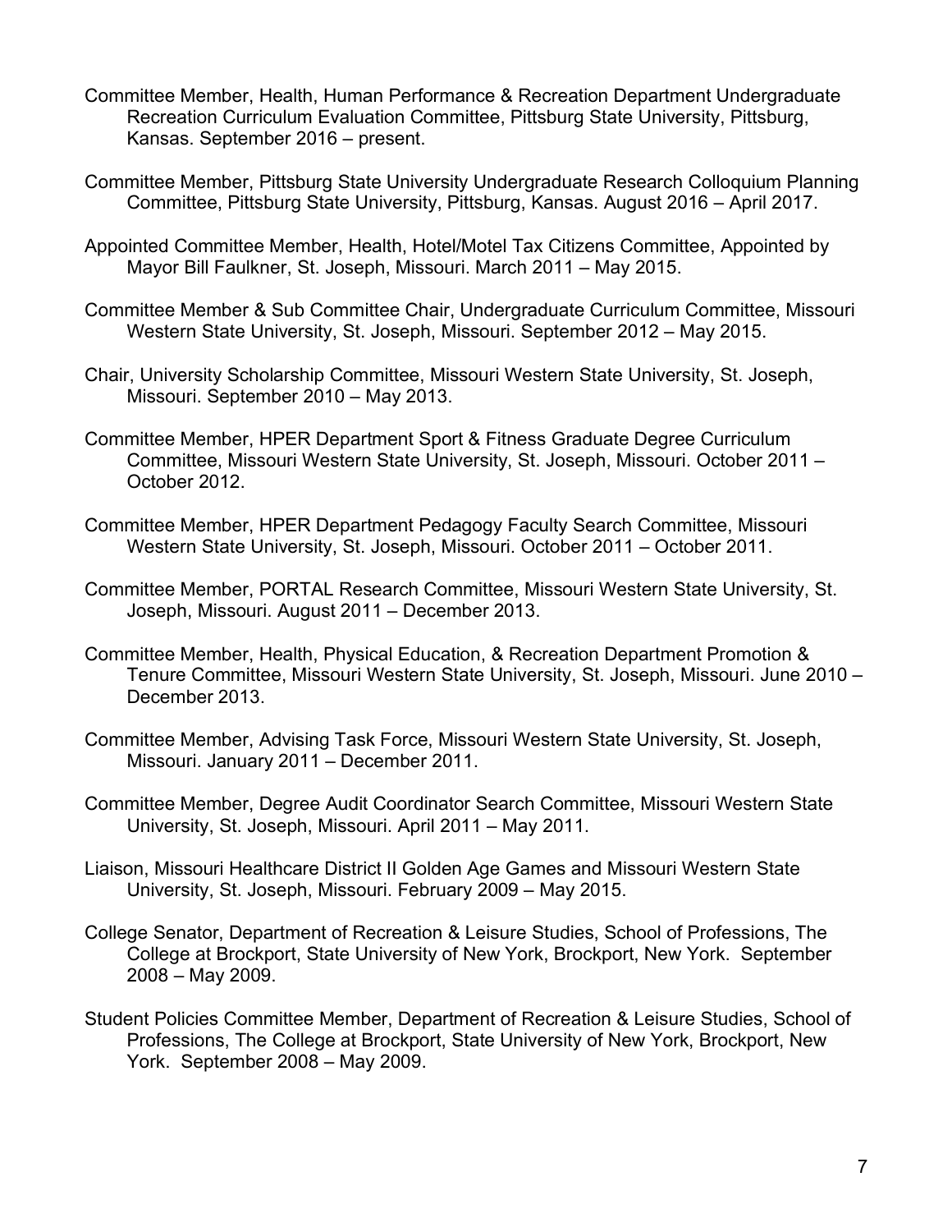Committee Member, Health, Human Performance & Recreation Department Undergraduate Recreation Curriculum Evaluation Committee, Pittsburg State University, Pittsburg, Kansas. September 2016 – present.

Committee Member, Pittsburg State University Undergraduate Research Colloquium Planning Committee, Pittsburg State University, Pittsburg, Kansas. August 2016 – April 2017.

Appointed Committee Member, Health, Hotel/Motel Tax Citizens Committee, Appointed by Mayor Bill Faulkner, St. Joseph, Missouri. March 2011 – May 2015.

Committee Member & Sub Committee Chair, Undergraduate Curriculum Committee, Missouri Western State University, St. Joseph, Missouri. September 2012 – May 2015.

Chair, University Scholarship Committee, Missouri Western State University, St. Joseph, Missouri. September 2010 – May 2013.

Committee Member, HPER Department Sport & Fitness Graduate Degree Curriculum Committee, Missouri Western State University, St. Joseph, Missouri. October 2011 – October 2012.

Committee Member, HPER Department Pedagogy Faculty Search Committee, Missouri Western State University, St. Joseph, Missouri. October 2011 – October 2011.

Committee Member, PORTAL Research Committee, Missouri Western State University, St. Joseph, Missouri. August 2011 – December 2013.

Committee Member, Health, Physical Education, & Recreation Department Promotion & Tenure Committee, Missouri Western State University, St. Joseph, Missouri. June 2010 – December 2013.

Committee Member, Advising Task Force, Missouri Western State University, St. Joseph, Missouri. January 2011 – December 2011.

Committee Member, Degree Audit Coordinator Search Committee, Missouri Western State University, St. Joseph, Missouri. April 2011 – May 2011.

Liaison, Missouri Healthcare District II Golden Age Games and Missouri Western State University, St. Joseph, Missouri. February 2009 – May 2015.

College Senator, Department of Recreation & Leisure Studies, School of Professions, The College at Brockport, State University of New York, Brockport, New York. September 2008 – May 2009.

Student Policies Committee Member, Department of Recreation & Leisure Studies, School of Professions, The College at Brockport, State University of New York, Brockport, New York. September 2008 – May 2009.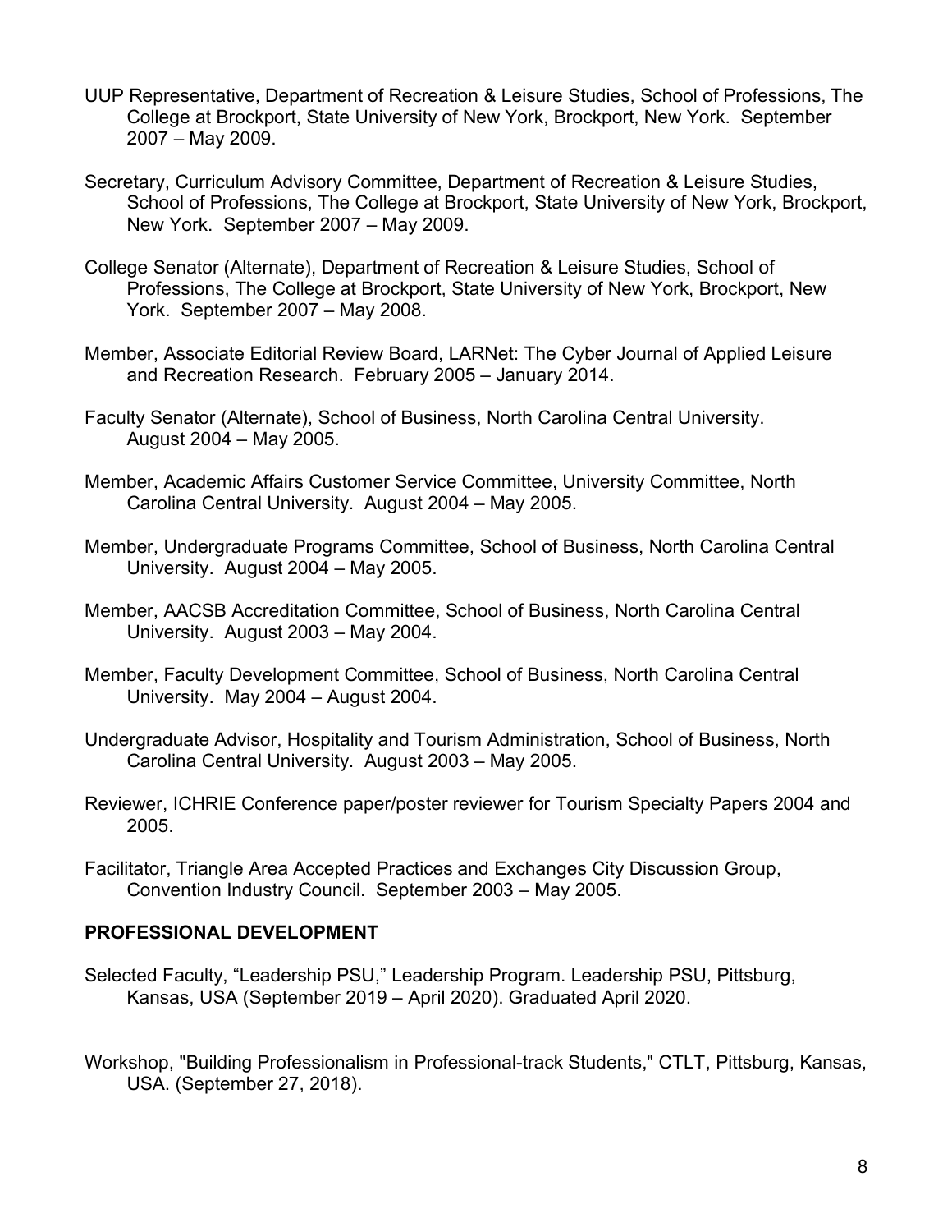UUP Representative, Department of Recreation & Leisure Studies, School of Professions, The College at Brockport, State University of New York, Brockport, New York. September 2007 – May 2009.

Secretary, Curriculum Advisory Committee, Department of Recreation & Leisure Studies, School of Professions, The College at Brockport, State University of New York, Brockport, New York. September 2007 – May 2009.

College Senator (Alternate), Department of Recreation & Leisure Studies, School of Professions, The College at Brockport, State University of New York, Brockport, New York. September 2007 – May 2008.

Member, Associate Editorial Review Board, LARNet: The Cyber Journal of Applied Leisure and Recreation Research. February 2005 – January 2014.

Faculty Senator (Alternate), School of Business, North Carolina Central University. August 2004 – May 2005.

Member, Academic Affairs Customer Service Committee, University Committee, North Carolina Central University. August 2004 – May 2005.

Member, Undergraduate Programs Committee, School of Business, North Carolina Central University. August 2004 – May 2005.

Member, AACSB Accreditation Committee, School of Business, North Carolina Central University. August 2003 – May 2004.

Member, Faculty Development Committee, School of Business, North Carolina Central University. May 2004 – August 2004.

Undergraduate Advisor, Hospitality and Tourism Administration, School of Business, North Carolina Central University. August 2003 – May 2005.

Reviewer, ICHRIE Conference paper/poster reviewer for Tourism Specialty Papers 2004 and 2005.

Facilitator, Triangle Area Accepted Practices and Exchanges City Discussion Group, Convention Industry Council. September 2003 – May 2005.

## PROFESSIONAL DEVELOPMENT

Selected Faculty, "Leadership PSU," Leadership Program. Leadership PSU, Pittsburg, Kansas, USA (September 2019 – April 2020). Graduated April 2020.

Workshop, "Building Professionalism in Professional-track Students," CTLT, Pittsburg, Kansas, USA. (September 27, 2018).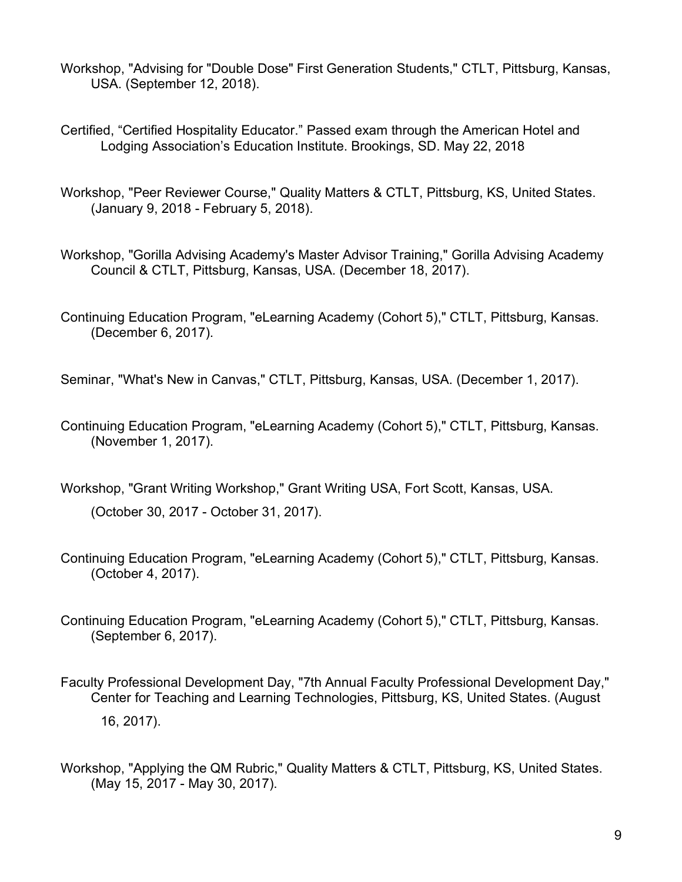Workshop, "Advising for "Double Dose" First Generation Students," CTLT, Pittsburg, Kansas, USA. (September 12, 2018).

Certified, “Certified Hospitality Educator.” Passed exam through the American Hotel and Lodging Association’s Education Institute. Brookings, SD. May 22, 2018

Workshop, "Peer Reviewer Course," Quality Matters & CTLT, Pittsburg, KS, United States. (January 9, 2018 - February 5, 2018).

Workshop, "Gorilla Advising Academy's Master Advisor Training," Gorilla Advising Academy Council & CTLT, Pittsburg, Kansas, USA. (December 18, 2017).

Continuing Education Program, "eLearning Academy (Cohort 5)," CTLT, Pittsburg, Kansas. (December 6, 2017).

Seminar, "What's New in Canvas," CTLT, Pittsburg, Kansas, USA. (December 1, 2017).

Continuing Education Program, "eLearning Academy (Cohort 5)," CTLT, Pittsburg, Kansas. (November 1, 2017).

Workshop, "Grant Writing Workshop," Grant Writing USA, Fort Scott, Kansas, USA. (October 30, 2017 - October 31, 2017).

Continuing Education Program, "eLearning Academy (Cohort 5)," CTLT, Pittsburg, Kansas. (October 4, 2017).

Continuing Education Program, "eLearning Academy (Cohort 5)," CTLT, Pittsburg, Kansas. (September 6, 2017).

Faculty Professional Development Day, "7th Annual Faculty Professional Development Day," Center for Teaching and Learning Technologies, Pittsburg, KS, United States. (August 16, 2017).

Workshop, "Applying the QM Rubric," Quality Matters & CTLT, Pittsburg, KS, United States. (May 15, 2017 - May 30, 2017).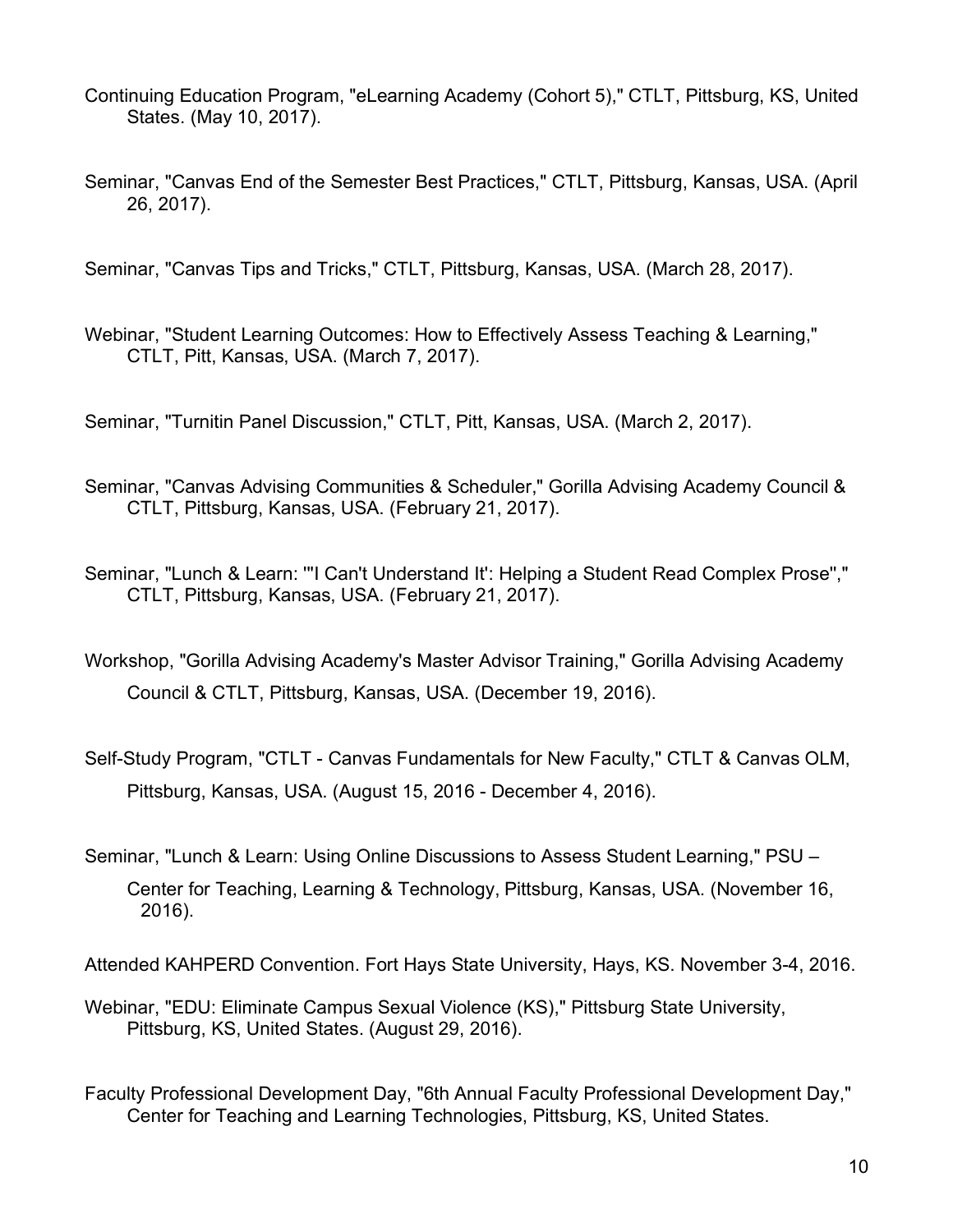Continuing Education Program, "eLearning Academy (Cohort 5)," CTLT, Pittsburg, KS, United States. (May 10, 2017).

Seminar, "Canvas End of the Semester Best Practices," CTLT, Pittsburg, Kansas, USA. (April 26, 2017).

Seminar, "Canvas Tips and Tricks," CTLT, Pittsburg, Kansas, USA. (March 28, 2017).

Webinar, "Student Learning Outcomes: How to Effectively Assess Teaching & Learning," CTLT, Pitt, Kansas, USA. (March 7, 2017).

Seminar, "Turnitin Panel Discussion," CTLT, Pitt, Kansas, USA. (March 2, 2017).

Seminar, "Canvas Advising Communities & Scheduler," Gorilla Advising Academy Council & CTLT, Pittsburg, Kansas, USA. (February 21, 2017).

Seminar, "Lunch & Learn: '"I Can't Understand It': Helping a Student Read Complex Prose"'," CTLT, Pittsburg, Kansas, USA. (February 21, 2017).

Workshop, "Gorilla Advising Academy's Master Advisor Training," Gorilla Advising Academy Council & CTLT, Pittsburg, Kansas, USA. (December 19, 2016).

Self-Study Program, "CTLT - Canvas Fundamentals for New Faculty," CTLT & Canvas OLM, Pittsburg, Kansas, USA. (August 15, 2016 - December 4, 2016).

Seminar, "Lunch & Learn: Using Online Discussions to Assess Student Learning," PSU – Center for Teaching, Learning & Technology, Pittsburg, Kansas, USA. (November 16, 2016).

Attended KAHPERD Convention. Fort Hays State University, Hays, KS. November 3-4, 2016.

Webinar, "EDU: Eliminate Campus Sexual Violence (KS)," Pittsburg State University, Pittsburg, KS, United States. (August 29, 2016).

Faculty Professional Development Day, "6th Annual Faculty Professional Development Day," Center for Teaching and Learning Technologies, Pittsburg, KS, United States.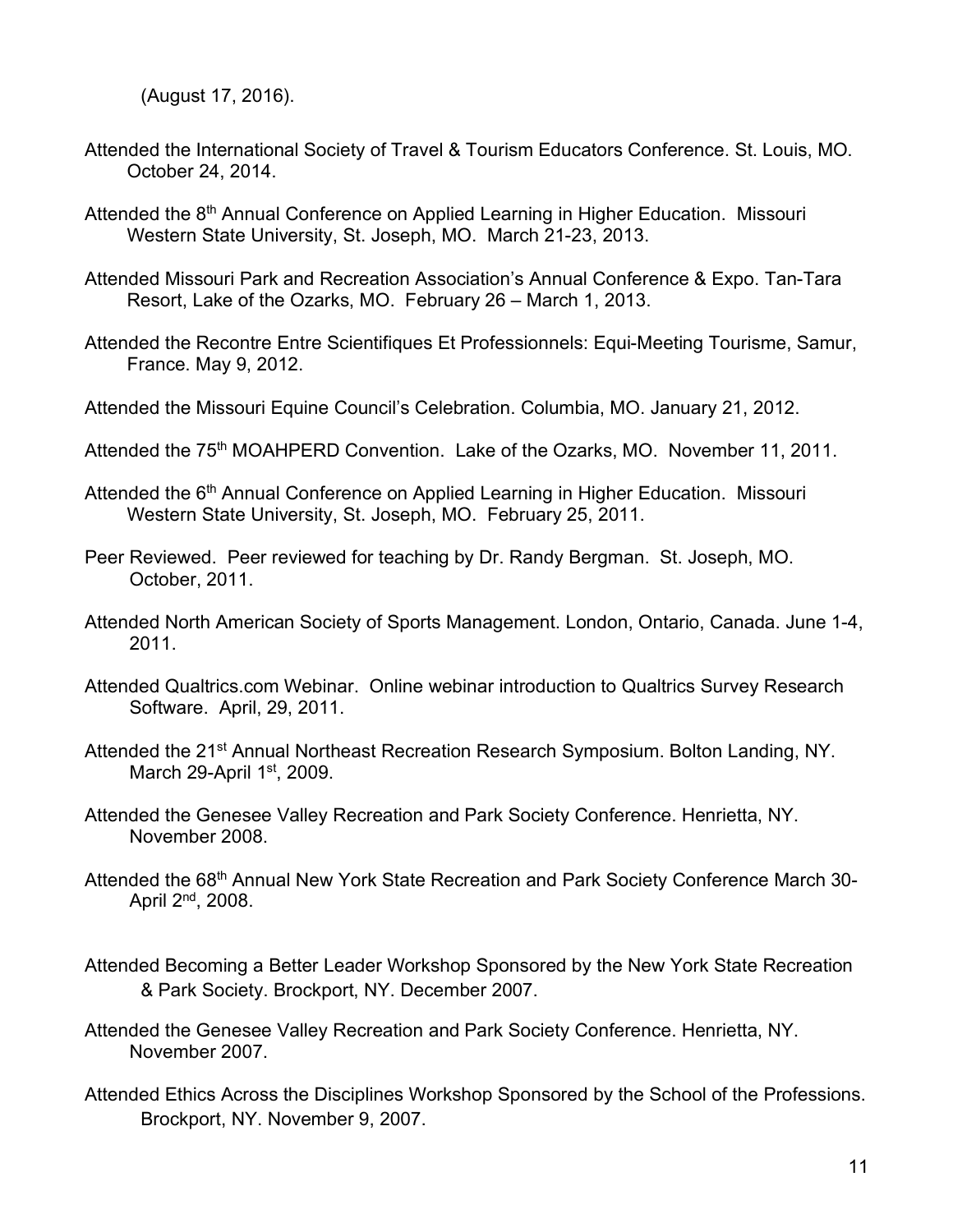(August 17, 2016).

Attended the International Society of Travel & Tourism Educators Conference. St. Louis, MO. October 24, 2014.

Attended the 8th Annual Conference on Applied Learning in Higher Education. Missouri Western State University, St. Joseph, MO. March 21-23, 2013.

Attended Missouri Park and Recreation Association's Annual Conference & Expo. Tan-Tara Resort, Lake of the Ozarks, MO. February 26 – March 1, 2013.

Attended the Recontre Entre Scientifiques Et Professionnels: Equi-Meeting Tourisme, Samur, France. May 9, 2012.

Attended the Missouri Equine Council's Celebration. Columbia, MO. January 21, 2012.

Attended the 75th MOAHPERD Convention. Lake of the Ozarks, MO. November 11, 2011.

Attended the 6th Annual Conference on Applied Learning in Higher Education. Missouri Western State University, St. Joseph, MO. February 25, 2011.

Peer Reviewed. Peer reviewed for teaching by Dr. Randy Bergman. St. Joseph, MO. October, 2011.

Attended North American Society of Sports Management. London, Ontario, Canada. June 1-4, 2011.

Attended Qualtrics.com Webinar. Online webinar introduction to Qualtrics Survey Research Software. April, 29, 2011.

Attended the 21st Annual Northeast Recreation Research Symposium. Bolton Landing, NY. March 29-April 1st, 2009.

Attended the Genesee Valley Recreation and Park Society Conference. Henrietta, NY. November 2008.

Attended the 68th Annual New York State Recreation and Park Society Conference March 30-April 2nd, 2008.

Attended Becoming a Better Leader Workshop Sponsored by the New York State Recreation & Park Society. Brockport, NY. December 2007.

Attended the Genesee Valley Recreation and Park Society Conference. Henrietta, NY. November 2007.

Attended Ethics Across the Disciplines Workshop Sponsored by the School of the Professions. Brockport, NY. November 9, 2007.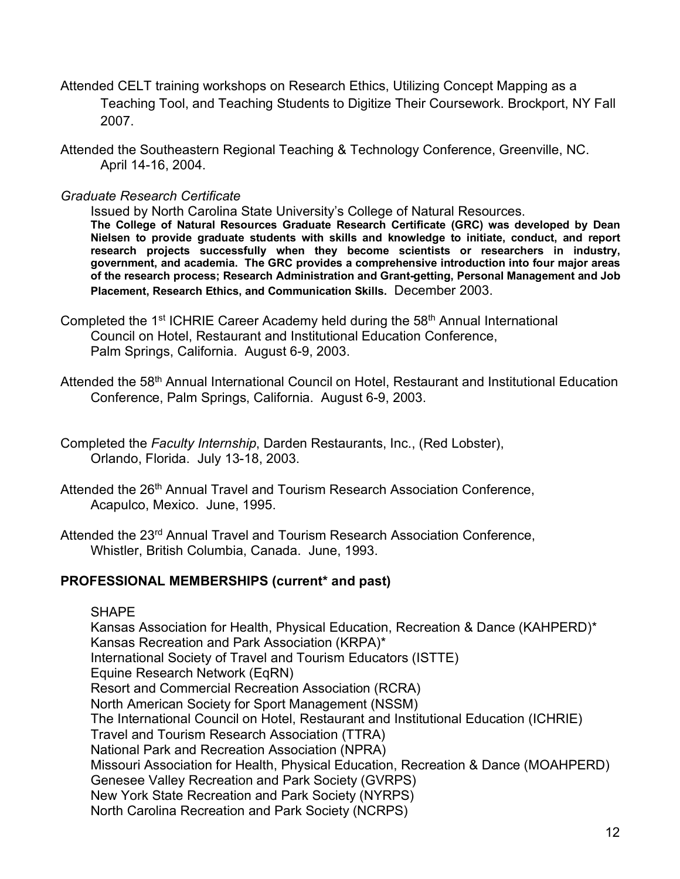Attended CELT training workshops on Research Ethics, Utilizing Concept Mapping as a Teaching Tool, and Teaching Students to Digitize Their Coursework. Brockport, NY Fall 2007.

Attended the Southeastern Regional Teaching & Technology Conference, Greenville, NC. April 14-16, 2004.

*Graduate Research Certificate*

Issued by North Carolina State University's College of Natural Resources.
**The College of Natural Resources Graduate Research Certificate (GRC) was developed by Dean Nielsen to provide graduate students with skills and knowledge to initiate, conduct, and report research projects successfully when they become scientists or researchers in industry, government, and academia. The GRC provides a comprehensive introduction into four major areas of the research process; Research Administration and Grant-getting, Personal Management and Job Placement, Research Ethics, and Communication Skills.** December 2003.

Completed the 1st ICHRIE Career Academy held during the 58th Annual International Council on Hotel, Restaurant and Institutional Education Conference, Palm Springs, California. August 6-9, 2003.

Attended the 58th Annual International Council on Hotel, Restaurant and Institutional Education Conference, Palm Springs, California. August 6-9, 2003.

Completed the *Faculty Internship*, Darden Restaurants, Inc., (Red Lobster), Orlando, Florida. July 13-18, 2003.

Attended the 26th Annual Travel and Tourism Research Association Conference, Acapulco, Mexico. June, 1995.

Attended the 23rd Annual Travel and Tourism Research Association Conference, Whistler, British Columbia, Canada. June, 1993.

## PROFESSIONAL MEMBERSHIPS (current* and past)

SHAPE
Kansas Association for Health, Physical Education, Recreation & Dance (KAHPERD)*
Kansas Recreation and Park Association (KRPA)*
International Society of Travel and Tourism Educators (ISTTE)
Equine Research Network (EqRN)
Resort and Commercial Recreation Association (RCRA)
North American Society for Sport Management (NSSM)
The International Council on Hotel, Restaurant and Institutional Education (ICHRIE)
Travel and Tourism Research Association (TTRA)
National Park and Recreation Association (NPRA)
Missouri Association for Health, Physical Education, Recreation & Dance (MOAHPERD)
Genesee Valley Recreation and Park Society (GVRPS)
New York State Recreation and Park Society (NYRPS)
North Carolina Recreation and Park Society (NCRPS)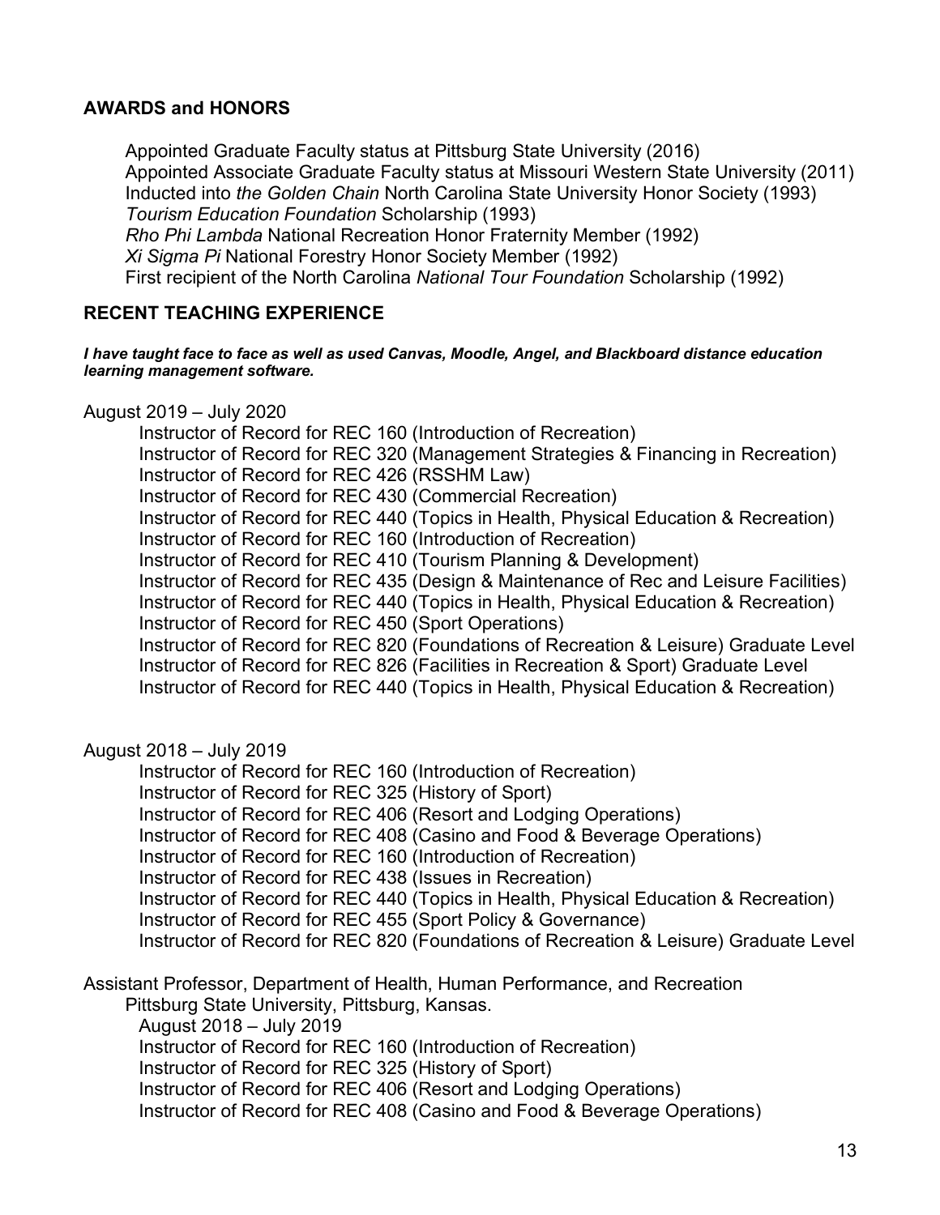## AWARDS and HONORS

Appointed Graduate Faculty status at Pittsburg State University (2016)
Appointed Associate Graduate Faculty status at Missouri Western State University (2011)
Inducted into *the Golden Chain* North Carolina State University Honor Society (1993)
*Tourism Education Foundation* Scholarship (1993)
*Rho Phi Lambda* National Recreation Honor Fraternity Member (1992)
*Xi Sigma Pi* National Forestry Honor Society Member (1992)
First recipient of the North Carolina *National Tour Foundation* Scholarship (1992)

## RECENT TEACHING EXPERIENCE

***I have taught face to face as well as used Canvas, Moodle, Angel, and Blackboard distance education learning management software.***

August 2019 – July 2020

Instructor of Record for REC 160 (Introduction of Recreation)
Instructor of Record for REC 320 (Management Strategies & Financing in Recreation)
Instructor of Record for REC 426 (RSSHM Law)
Instructor of Record for REC 430 (Commercial Recreation)
Instructor of Record for REC 440 (Topics in Health, Physical Education & Recreation)
Instructor of Record for REC 160 (Introduction of Recreation)
Instructor of Record for REC 410 (Tourism Planning & Development)
Instructor of Record for REC 435 (Design & Maintenance of Rec and Leisure Facilities)
Instructor of Record for REC 440 (Topics in Health, Physical Education & Recreation)
Instructor of Record for REC 450 (Sport Operations)
Instructor of Record for REC 820 (Foundations of Recreation & Leisure) Graduate Level
Instructor of Record for REC 826 (Facilities in Recreation & Sport) Graduate Level
Instructor of Record for REC 440 (Topics in Health, Physical Education & Recreation)

August 2018 – July 2019

Instructor of Record for REC 160 (Introduction of Recreation)
Instructor of Record for REC 325 (History of Sport)
Instructor of Record for REC 406 (Resort and Lodging Operations)
Instructor of Record for REC 408 (Casino and Food & Beverage Operations)
Instructor of Record for REC 160 (Introduction of Recreation)
Instructor of Record for REC 438 (Issues in Recreation)
Instructor of Record for REC 440 (Topics in Health, Physical Education & Recreation)
Instructor of Record for REC 455 (Sport Policy & Governance)
Instructor of Record for REC 820 (Foundations of Recreation & Leisure) Graduate Level

Assistant Professor, Department of Health, Human Performance, and Recreation
Pittsburg State University, Pittsburg, Kansas.
August 2018 – July 2019
Instructor of Record for REC 160 (Introduction of Recreation)
Instructor of Record for REC 325 (History of Sport)
Instructor of Record for REC 406 (Resort and Lodging Operations)
Instructor of Record for REC 408 (Casino and Food & Beverage Operations)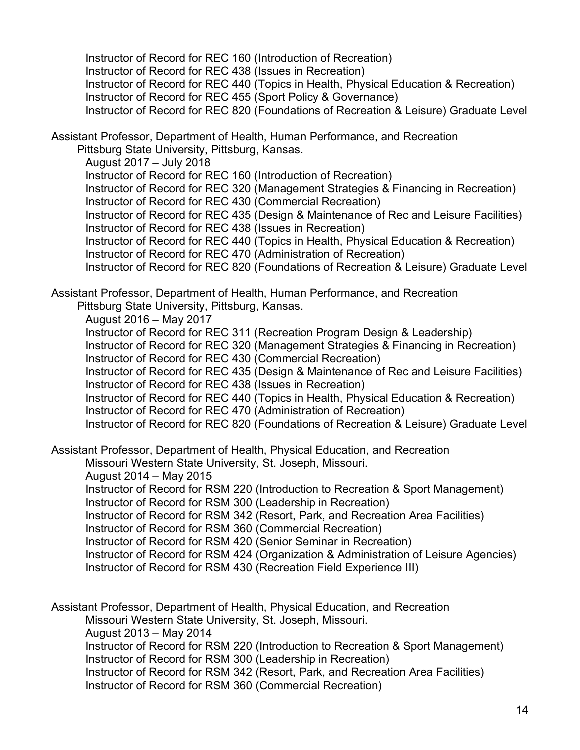Instructor of Record for REC 160 (Introduction of Recreation)
Instructor of Record for REC 438 (Issues in Recreation)
Instructor of Record for REC 440 (Topics in Health, Physical Education & Recreation)
Instructor of Record for REC 455 (Sport Policy & Governance)
Instructor of Record for REC 820 (Foundations of Recreation & Leisure) Graduate Level

Assistant Professor, Department of Health, Human Performance, and Recreation
Pittsburg State University, Pittsburg, Kansas.
August 2017 – July 2018
Instructor of Record for REC 160 (Introduction of Recreation)
Instructor of Record for REC 320 (Management Strategies & Financing in Recreation)
Instructor of Record for REC 430 (Commercial Recreation)
Instructor of Record for REC 435 (Design & Maintenance of Rec and Leisure Facilities)
Instructor of Record for REC 438 (Issues in Recreation)
Instructor of Record for REC 440 (Topics in Health, Physical Education & Recreation)
Instructor of Record for REC 470 (Administration of Recreation)
Instructor of Record for REC 820 (Foundations of Recreation & Leisure) Graduate Level

Assistant Professor, Department of Health, Human Performance, and Recreation
Pittsburg State University, Pittsburg, Kansas.
August 2016 – May 2017
Instructor of Record for REC 311 (Recreation Program Design & Leadership)
Instructor of Record for REC 320 (Management Strategies & Financing in Recreation)
Instructor of Record for REC 430 (Commercial Recreation)
Instructor of Record for REC 435 (Design & Maintenance of Rec and Leisure Facilities)
Instructor of Record for REC 438 (Issues in Recreation)
Instructor of Record for REC 440 (Topics in Health, Physical Education & Recreation)
Instructor of Record for REC 470 (Administration of Recreation)
Instructor of Record for REC 820 (Foundations of Recreation & Leisure) Graduate Level

Assistant Professor, Department of Health, Physical Education, and Recreation
Missouri Western State University, St. Joseph, Missouri.
August 2014 – May 2015
Instructor of Record for RSM 220 (Introduction to Recreation & Sport Management)
Instructor of Record for RSM 300 (Leadership in Recreation)
Instructor of Record for RSM 342 (Resort, Park, and Recreation Area Facilities)
Instructor of Record for RSM 360 (Commercial Recreation)
Instructor of Record for RSM 420 (Senior Seminar in Recreation)
Instructor of Record for RSM 424 (Organization & Administration of Leisure Agencies)
Instructor of Record for RSM 430 (Recreation Field Experience III)

Assistant Professor, Department of Health, Physical Education, and Recreation
Missouri Western State University, St. Joseph, Missouri.
August 2013 – May 2014
Instructor of Record for RSM 220 (Introduction to Recreation & Sport Management)
Instructor of Record for RSM 300 (Leadership in Recreation)
Instructor of Record for RSM 342 (Resort, Park, and Recreation Area Facilities)
Instructor of Record for RSM 360 (Commercial Recreation)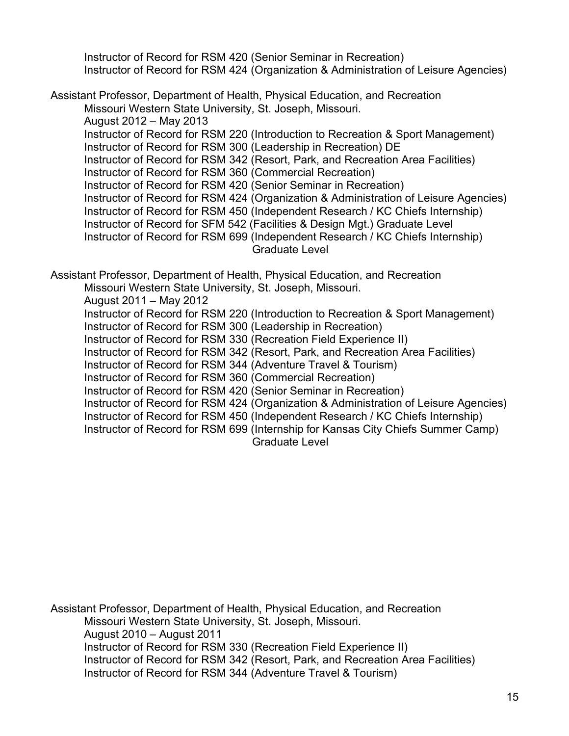Instructor of Record for RSM 420 (Senior Seminar in Recreation)
Instructor of Record for RSM 424 (Organization & Administration of Leisure Agencies)

Assistant Professor, Department of Health, Physical Education, and Recreation
Missouri Western State University, St. Joseph, Missouri.
August 2012 – May 2013
Instructor of Record for RSM 220 (Introduction to Recreation & Sport Management)
Instructor of Record for RSM 300 (Leadership in Recreation) DE
Instructor of Record for RSM 342 (Resort, Park, and Recreation Area Facilities)
Instructor of Record for RSM 360 (Commercial Recreation)
Instructor of Record for RSM 420 (Senior Seminar in Recreation)
Instructor of Record for RSM 424 (Organization & Administration of Leisure Agencies)
Instructor of Record for RSM 450 (Independent Research / KC Chiefs Internship)
Instructor of Record for SFM 542 (Facilities & Design Mgt.) Graduate Level
Instructor of Record for RSM 699 (Independent Research / KC Chiefs Internship) Graduate Level

Assistant Professor, Department of Health, Physical Education, and Recreation
Missouri Western State University, St. Joseph, Missouri.
August 2011 – May 2012
Instructor of Record for RSM 220 (Introduction to Recreation & Sport Management)
Instructor of Record for RSM 300 (Leadership in Recreation)
Instructor of Record for RSM 330 (Recreation Field Experience II)
Instructor of Record for RSM 342 (Resort, Park, and Recreation Area Facilities)
Instructor of Record for RSM 344 (Adventure Travel & Tourism)
Instructor of Record for RSM 360 (Commercial Recreation)
Instructor of Record for RSM 420 (Senior Seminar in Recreation)
Instructor of Record for RSM 424 (Organization & Administration of Leisure Agencies)
Instructor of Record for RSM 450 (Independent Research / KC Chiefs Internship)
Instructor of Record for RSM 699 (Internship for Kansas City Chiefs Summer Camp) Graduate Level

Assistant Professor, Department of Health, Physical Education, and Recreation
Missouri Western State University, St. Joseph, Missouri.
August 2010 – August 2011
Instructor of Record for RSM 330 (Recreation Field Experience II)
Instructor of Record for RSM 342 (Resort, Park, and Recreation Area Facilities)
Instructor of Record for RSM 344 (Adventure Travel & Tourism)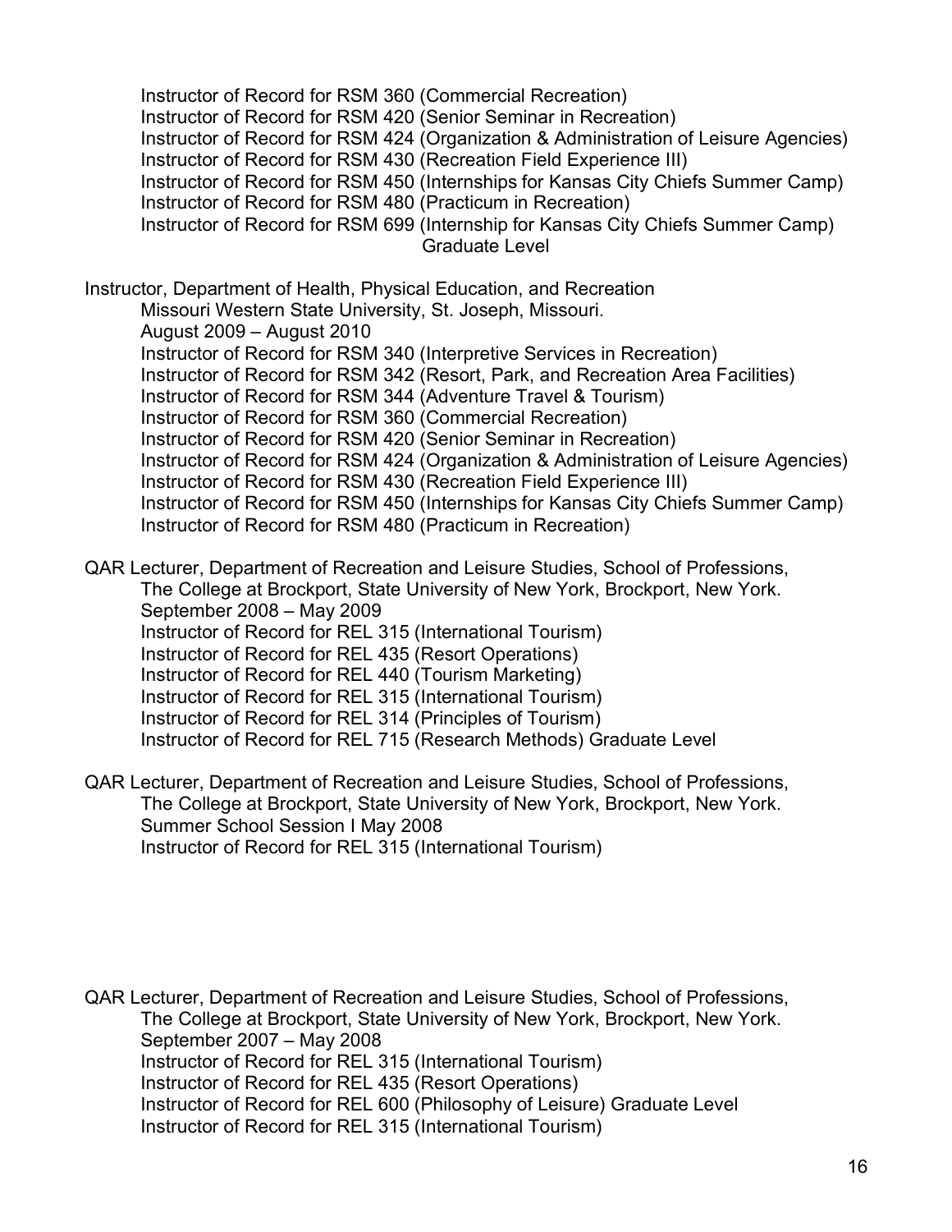Instructor of Record for RSM 360 (Commercial Recreation)
Instructor of Record for RSM 420 (Senior Seminar in Recreation)
Instructor of Record for RSM 424 (Organization & Administration of Leisure Agencies)
Instructor of Record for RSM 430 (Recreation Field Experience III)
Instructor of Record for RSM 450 (Internships for Kansas City Chiefs Summer Camp)
Instructor of Record for RSM 480 (Practicum in Recreation)
Instructor of Record for RSM 699 (Internship for Kansas City Chiefs Summer Camp) Graduate Level

Instructor, Department of Health, Physical Education, and Recreation
Missouri Western State University, St. Joseph, Missouri.
August 2009 – August 2010
Instructor of Record for RSM 340 (Interpretive Services in Recreation)
Instructor of Record for RSM 342 (Resort, Park, and Recreation Area Facilities)
Instructor of Record for RSM 344 (Adventure Travel & Tourism)
Instructor of Record for RSM 360 (Commercial Recreation)
Instructor of Record for RSM 420 (Senior Seminar in Recreation)
Instructor of Record for RSM 424 (Organization & Administration of Leisure Agencies)
Instructor of Record for RSM 430 (Recreation Field Experience III)
Instructor of Record for RSM 450 (Internships for Kansas City Chiefs Summer Camp)
Instructor of Record for RSM 480 (Practicum in Recreation)

QAR Lecturer, Department of Recreation and Leisure Studies, School of Professions,
The College at Brockport, State University of New York, Brockport, New York.
September 2008 – May 2009
Instructor of Record for REL 315 (International Tourism)
Instructor of Record for REL 435 (Resort Operations)
Instructor of Record for REL 440 (Tourism Marketing)
Instructor of Record for REL 315 (International Tourism)
Instructor of Record for REL 314 (Principles of Tourism)
Instructor of Record for REL 715 (Research Methods) Graduate Level

QAR Lecturer, Department of Recreation and Leisure Studies, School of Professions,
The College at Brockport, State University of New York, Brockport, New York.
Summer School Session I May 2008
Instructor of Record for REL 315 (International Tourism)

QAR Lecturer, Department of Recreation and Leisure Studies, School of Professions,
The College at Brockport, State University of New York, Brockport, New York.
September 2007 – May 2008
Instructor of Record for REL 315 (International Tourism)
Instructor of Record for REL 435 (Resort Operations)
Instructor of Record for REL 600 (Philosophy of Leisure) Graduate Level
Instructor of Record for REL 315 (International Tourism)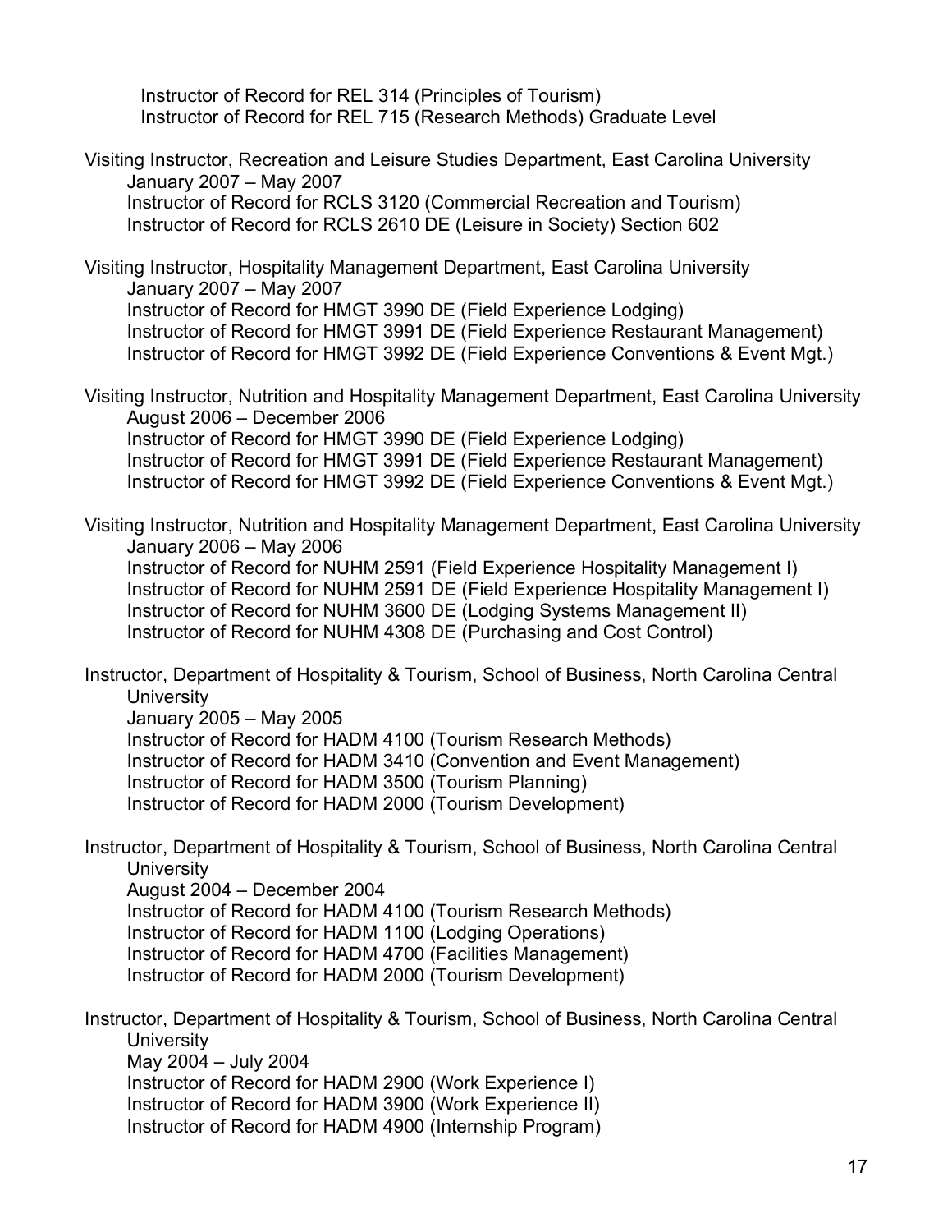Instructor of Record for REL 314 (Principles of Tourism)
Instructor of Record for REL 715 (Research Methods) Graduate Level

Visiting Instructor, Recreation and Leisure Studies Department, East Carolina University
January 2007 – May 2007
Instructor of Record for RCLS 3120 (Commercial Recreation and Tourism)
Instructor of Record for RCLS 2610 DE (Leisure in Society) Section 602

Visiting Instructor, Hospitality Management Department, East Carolina University
January 2007 – May 2007
Instructor of Record for HMGT 3990 DE (Field Experience Lodging)
Instructor of Record for HMGT 3991 DE (Field Experience Restaurant Management)
Instructor of Record for HMGT 3992 DE (Field Experience Conventions & Event Mgt.)

Visiting Instructor, Nutrition and Hospitality Management Department, East Carolina University
August 2006 – December 2006
Instructor of Record for HMGT 3990 DE (Field Experience Lodging)
Instructor of Record for HMGT 3991 DE (Field Experience Restaurant Management)
Instructor of Record for HMGT 3992 DE (Field Experience Conventions & Event Mgt.)

Visiting Instructor, Nutrition and Hospitality Management Department, East Carolina University
January 2006 – May 2006
Instructor of Record for NUHM 2591 (Field Experience Hospitality Management I)
Instructor of Record for NUHM 2591 DE (Field Experience Hospitality Management I)
Instructor of Record for NUHM 3600 DE (Lodging Systems Management II)
Instructor of Record for NUHM 4308 DE (Purchasing and Cost Control)

Instructor, Department of Hospitality & Tourism, School of Business, North Carolina Central University
January 2005 – May 2005
Instructor of Record for HADM 4100 (Tourism Research Methods)
Instructor of Record for HADM 3410 (Convention and Event Management)
Instructor of Record for HADM 3500 (Tourism Planning)
Instructor of Record for HADM 2000 (Tourism Development)

Instructor, Department of Hospitality & Tourism, School of Business, North Carolina Central University
August 2004 – December 2004
Instructor of Record for HADM 4100 (Tourism Research Methods)
Instructor of Record for HADM 1100 (Lodging Operations)
Instructor of Record for HADM 4700 (Facilities Management)
Instructor of Record for HADM 2000 (Tourism Development)

Instructor, Department of Hospitality & Tourism, School of Business, North Carolina Central University
May 2004 – July 2004
Instructor of Record for HADM 2900 (Work Experience I)
Instructor of Record for HADM 3900 (Work Experience II)
Instructor of Record for HADM 4900 (Internship Program)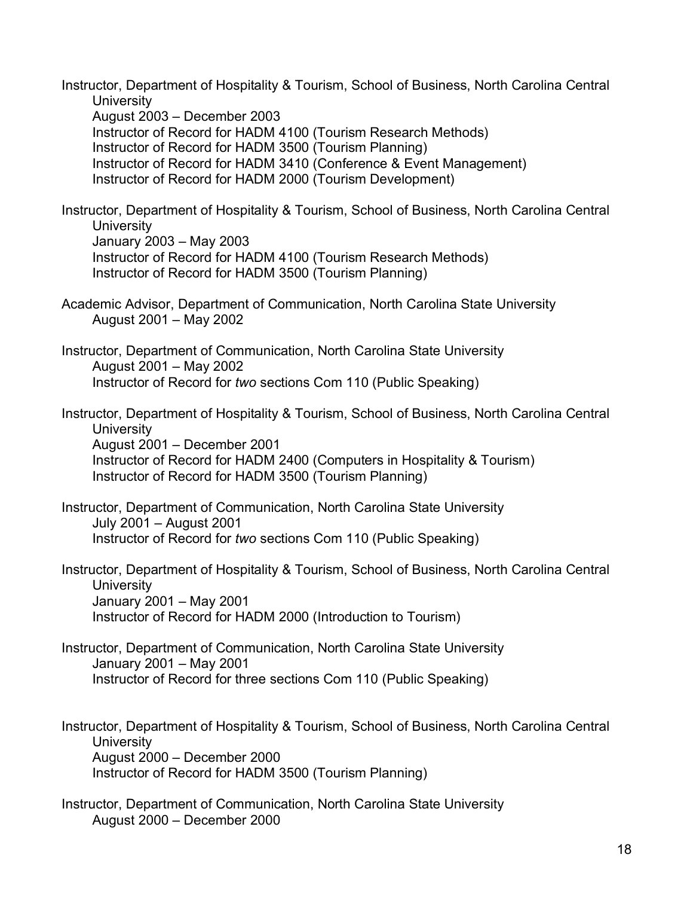Instructor, Department of Hospitality & Tourism, School of Business, North Carolina Central University
August 2003 – December 2003
Instructor of Record for HADM 4100 (Tourism Research Methods)
Instructor of Record for HADM 3500 (Tourism Planning)
Instructor of Record for HADM 3410 (Conference & Event Management)
Instructor of Record for HADM 2000 (Tourism Development)

Instructor, Department of Hospitality & Tourism, School of Business, North Carolina Central University
January 2003 – May 2003
Instructor of Record for HADM 4100 (Tourism Research Methods)
Instructor of Record for HADM 3500 (Tourism Planning)

Academic Advisor, Department of Communication, North Carolina State University
August 2001 – May 2002

Instructor, Department of Communication, North Carolina State University
August 2001 – May 2002
Instructor of Record for *two* sections Com 110 (Public Speaking)

Instructor, Department of Hospitality & Tourism, School of Business, North Carolina Central University
August 2001 – December 2001
Instructor of Record for HADM 2400 (Computers in Hospitality & Tourism)
Instructor of Record for HADM 3500 (Tourism Planning)

Instructor, Department of Communication, North Carolina State University
July 2001 – August 2001
Instructor of Record for *two* sections Com 110 (Public Speaking)

Instructor, Department of Hospitality & Tourism, School of Business, North Carolina Central University
January 2001 – May 2001
Instructor of Record for HADM 2000 (Introduction to Tourism)

Instructor, Department of Communication, North Carolina State University
January 2001 – May 2001
Instructor of Record for three sections Com 110 (Public Speaking)

Instructor, Department of Hospitality & Tourism, School of Business, North Carolina Central University
August 2000 – December 2000
Instructor of Record for HADM 3500 (Tourism Planning)

Instructor, Department of Communication, North Carolina State University
August 2000 – December 2000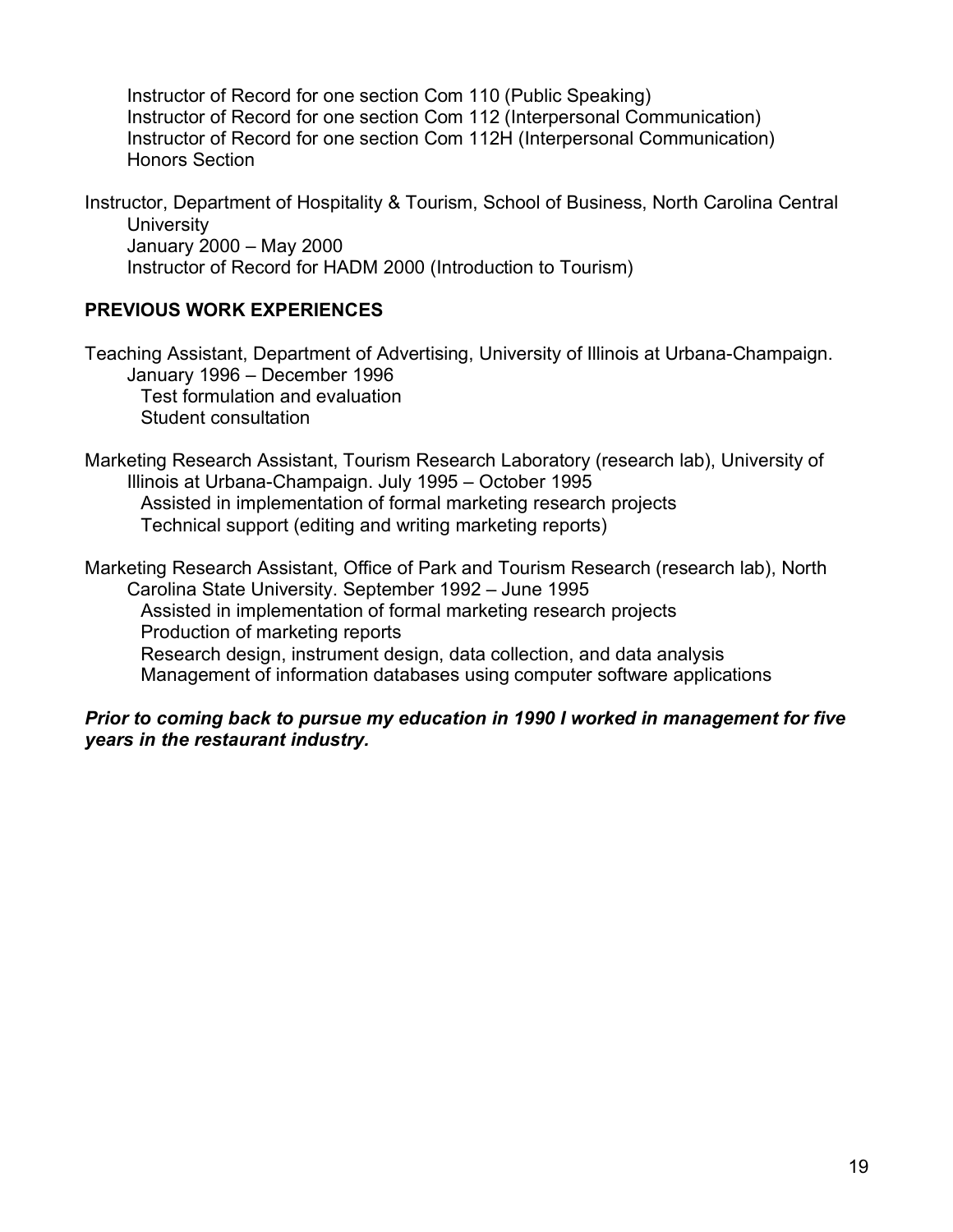Instructor of Record for one section Com 110 (Public Speaking)
Instructor of Record for one section Com 112 (Interpersonal Communication)
Instructor of Record for one section Com 112H (Interpersonal Communication) Honors Section

Instructor, Department of Hospitality & Tourism, School of Business, North Carolina Central University
January 2000 – May 2000
Instructor of Record for HADM 2000 (Introduction to Tourism)

## PREVIOUS WORK EXPERIENCES

Teaching Assistant, Department of Advertising, University of Illinois at Urbana-Champaign.
January 1996 – December 1996
Test formulation and evaluation
Student consultation

Marketing Research Assistant, Tourism Research Laboratory (research lab), University of Illinois at Urbana-Champaign. July 1995 – October 1995
Assisted in implementation of formal marketing research projects
Technical support (editing and writing marketing reports)

Marketing Research Assistant, Office of Park and Tourism Research (research lab), North Carolina State University. September 1992 – June 1995
Assisted in implementation of formal marketing research projects
Production of marketing reports
Research design, instrument design, data collection, and data analysis
Management of information databases using computer software applications

***Prior to coming back to pursue my education in 1990 I worked in management for five years in the restaurant industry.***